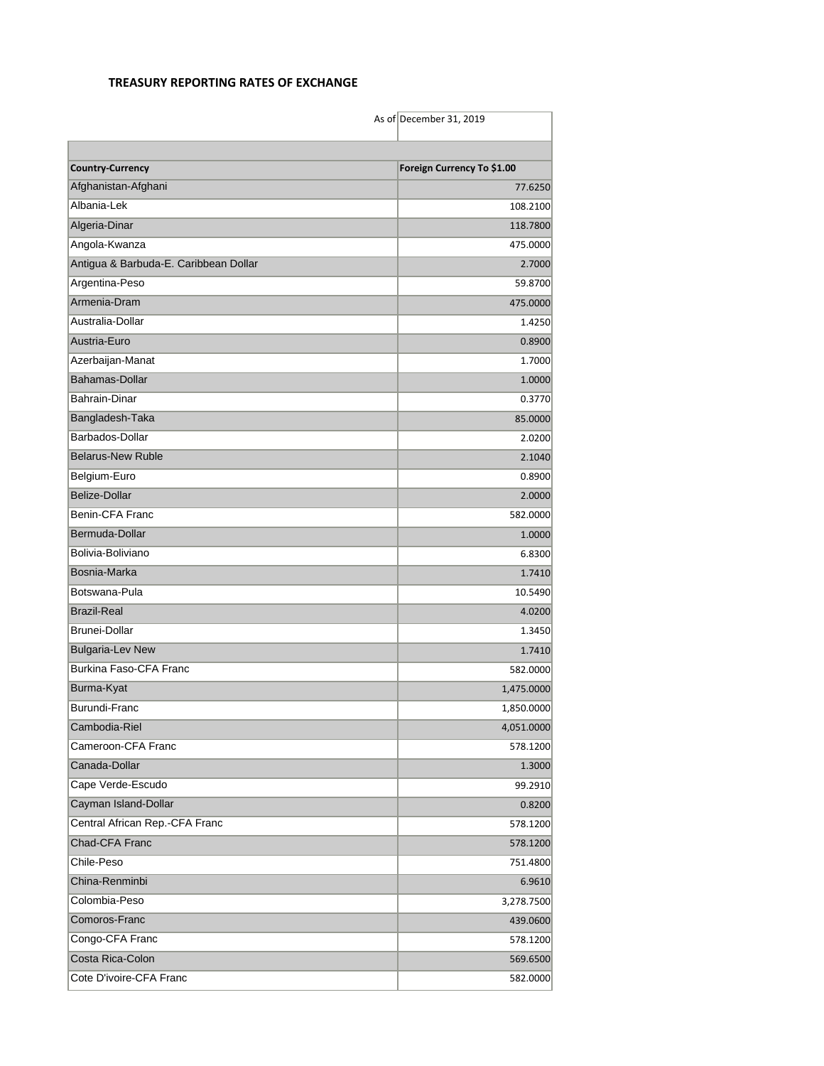**TREASURY REPORTING RATES OF EXCHANGE**

As of December 31, 2019

| Country-Currency | Foreign Currency To $1.00 |
|---|---|
| Afghanistan-Afghani | 77.6250 |
| Albania-Lek | 108.2100 |
| Algeria-Dinar | 118.7800 |
| Angola-Kwanza | 475.0000 |
| Antigua & Barbuda-E. Caribbean Dollar | 2.7000 |
| Argentina-Peso | 59.8700 |
| Armenia-Dram | 475.0000 |
| Australia-Dollar | 1.4250 |
| Austria-Euro | 0.8900 |
| Azerbaijan-Manat | 1.7000 |
| Bahamas-Dollar | 1.0000 |
| Bahrain-Dinar | 0.3770 |
| Bangladesh-Taka | 85.0000 |
| Barbados-Dollar | 2.0200 |
| Belarus-New Ruble | 2.1040 |
| Belgium-Euro | 0.8900 |
| Belize-Dollar | 2.0000 |
| Benin-CFA Franc | 582.0000 |
| Bermuda-Dollar | 1.0000 |
| Bolivia-Boliviano | 6.8300 |
| Bosnia-Marka | 1.7410 |
| Botswana-Pula | 10.5490 |
| Brazil-Real | 4.0200 |
| Brunei-Dollar | 1.3450 |
| Bulgaria-Lev New | 1.7410 |
| Burkina Faso-CFA Franc | 582.0000 |
| Burma-Kyat | 1,475.0000 |
| Burundi-Franc | 1,850.0000 |
| Cambodia-Riel | 4,051.0000 |
| Cameroon-CFA Franc | 578.1200 |
| Canada-Dollar | 1.3000 |
| Cape Verde-Escudo | 99.2910 |
| Cayman Island-Dollar | 0.8200 |
| Central African Rep.-CFA Franc | 578.1200 |
| Chad-CFA Franc | 578.1200 |
| Chile-Peso | 751.4800 |
| China-Renminbi | 6.9610 |
| Colombia-Peso | 3,278.7500 |
| Comoros-Franc | 439.0600 |
| Congo-CFA Franc | 578.1200 |
| Costa Rica-Colon | 569.6500 |
| Cote D'ivoire-CFA Franc | 582.0000 |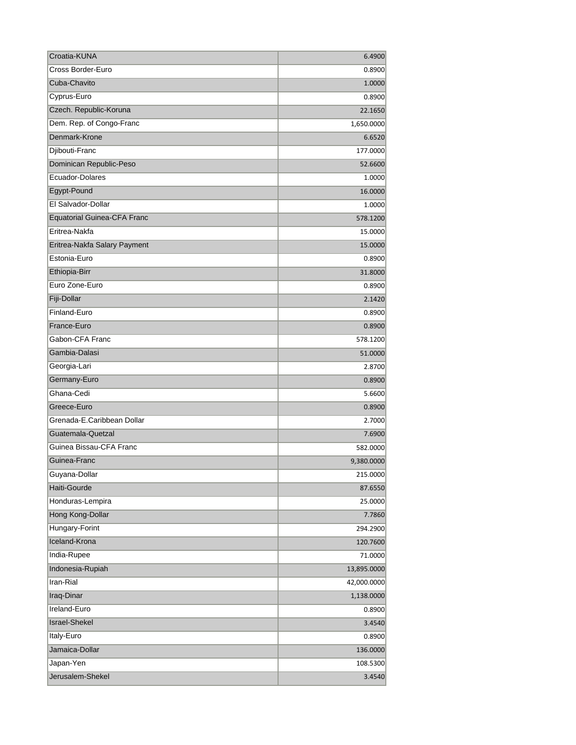| | |
|---|---|
| Croatia-KUNA | 6.4900 |
| Cross Border-Euro | 0.8900 |
| Cuba-Chavito | 1.0000 |
| Cyprus-Euro | 0.8900 |
| Czech. Republic-Koruna | 22.1650 |
| Dem. Rep. of Congo-Franc | 1,650.0000 |
| Denmark-Krone | 6.6520 |
| Djibouti-Franc | 177.0000 |
| Dominican Republic-Peso | 52.6600 |
| Ecuador-Dolares | 1.0000 |
| Egypt-Pound | 16.0000 |
| El Salvador-Dollar | 1.0000 |
| Equatorial Guinea-CFA Franc | 578.1200 |
| Eritrea-Nakfa | 15.0000 |
| Eritrea-Nakfa Salary Payment | 15.0000 |
| Estonia-Euro | 0.8900 |
| Ethiopia-Birr | 31.8000 |
| Euro Zone-Euro | 0.8900 |
| Fiji-Dollar | 2.1420 |
| Finland-Euro | 0.8900 |
| France-Euro | 0.8900 |
| Gabon-CFA Franc | 578.1200 |
| Gambia-Dalasi | 51.0000 |
| Georgia-Lari | 2.8700 |
| Germany-Euro | 0.8900 |
| Ghana-Cedi | 5.6600 |
| Greece-Euro | 0.8900 |
| Grenada-E.Caribbean Dollar | 2.7000 |
| Guatemala-Quetzal | 7.6900 |
| Guinea Bissau-CFA Franc | 582.0000 |
| Guinea-Franc | 9,380.0000 |
| Guyana-Dollar | 215.0000 |
| Haiti-Gourde | 87.6550 |
| Honduras-Lempira | 25.0000 |
| Hong Kong-Dollar | 7.7860 |
| Hungary-Forint | 294.2900 |
| Iceland-Krona | 120.7600 |
| India-Rupee | 71.0000 |
| Indonesia-Rupiah | 13,895.0000 |
| Iran-Rial | 42,000.0000 |
| Iraq-Dinar | 1,138.0000 |
| Ireland-Euro | 0.8900 |
| Israel-Shekel | 3.4540 |
| Italy-Euro | 0.8900 |
| Jamaica-Dollar | 136.0000 |
| Japan-Yen | 108.5300 |
| Jerusalem-Shekel | 3.4540 |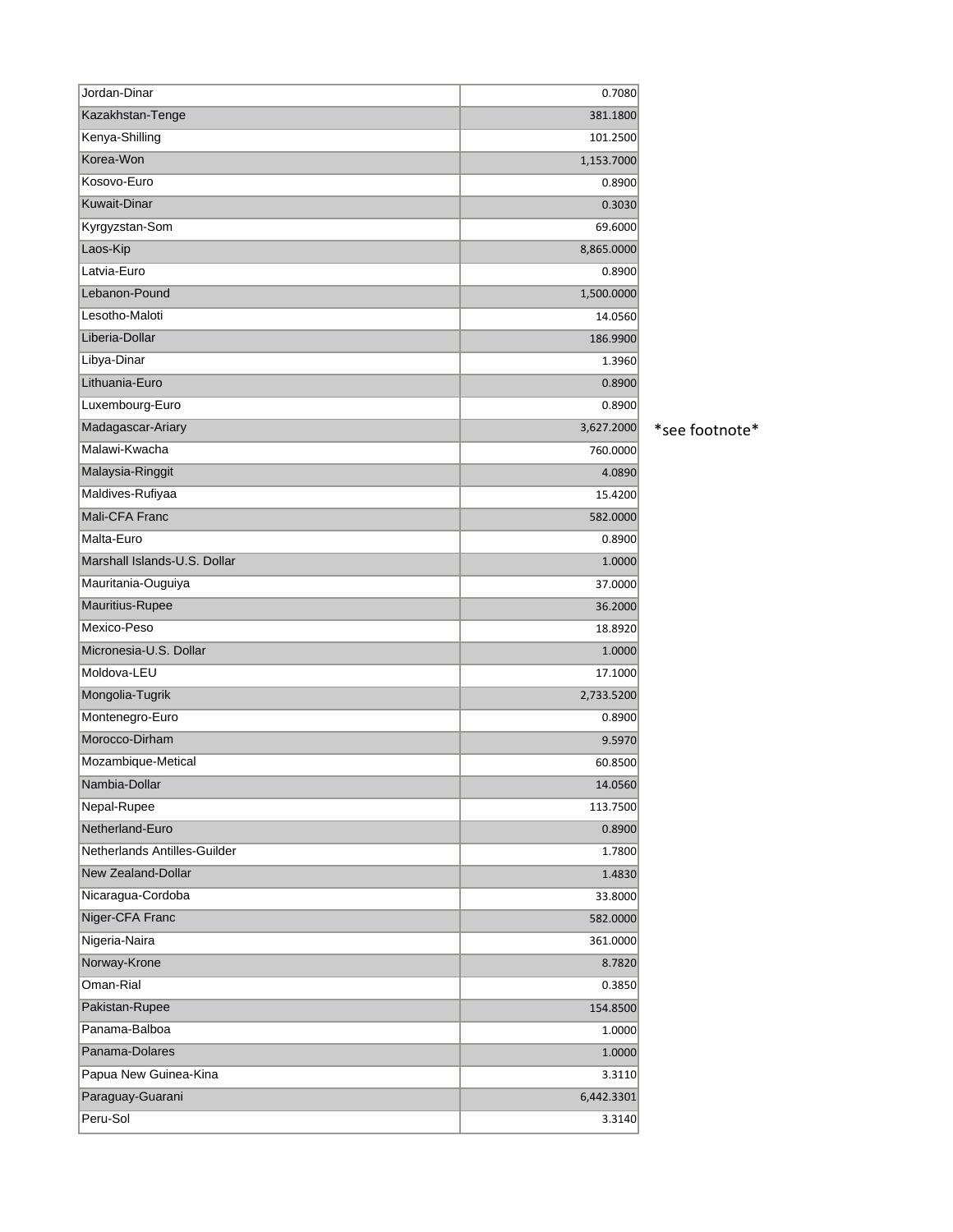| | | |
|---|---|---|
| Jordan-Dinar | 0.7080 | |
| Kazakhstan-Tenge | 381.1800 | |
| Kenya-Shilling | 101.2500 | |
| Korea-Won | 1,153.7000 | |
| Kosovo-Euro | 0.8900 | |
| Kuwait-Dinar | 0.3030 | |
| Kyrgyzstan-Som | 69.6000 | |
| Laos-Kip | 8,865.0000 | |
| Latvia-Euro | 0.8900 | |
| Lebanon-Pound | 1,500.0000 | |
| Lesotho-Maloti | 14.0560 | |
| Liberia-Dollar | 186.9900 | |
| Libya-Dinar | 1.3960 | |
| Lithuania-Euro | 0.8900 | |
| Luxembourg-Euro | 0.8900 | |
| Madagascar-Ariary | 3,627.2000 | *see footnote* |
| Malawi-Kwacha | 760.0000 | |
| Malaysia-Ringgit | 4.0890 | |
| Maldives-Rufiyaa | 15.4200 | |
| Mali-CFA Franc | 582.0000 | |
| Malta-Euro | 0.8900 | |
| Marshall Islands-U.S. Dollar | 1.0000 | |
| Mauritania-Ouguiya | 37.0000 | |
| Mauritius-Rupee | 36.2000 | |
| Mexico-Peso | 18.8920 | |
| Micronesia-U.S. Dollar | 1.0000 | |
| Moldova-LEU | 17.1000 | |
| Mongolia-Tugrik | 2,733.5200 | |
| Montenegro-Euro | 0.8900 | |
| Morocco-Dirham | 9.5970 | |
| Mozambique-Metical | 60.8500 | |
| Nambia-Dollar | 14.0560 | |
| Nepal-Rupee | 113.7500 | |
| Netherland-Euro | 0.8900 | |
| Netherlands Antilles-Guilder | 1.7800 | |
| New Zealand-Dollar | 1.4830 | |
| Nicaragua-Cordoba | 33.8000 | |
| Niger-CFA Franc | 582.0000 | |
| Nigeria-Naira | 361.0000 | |
| Norway-Krone | 8.7820 | |
| Oman-Rial | 0.3850 | |
| Pakistan-Rupee | 154.8500 | |
| Panama-Balboa | 1.0000 | |
| Panama-Dolares | 1.0000 | |
| Papua New Guinea-Kina | 3.3110 | |
| Paraguay-Guarani | 6,442.3301 | |
| Peru-Sol | 3.3140 | |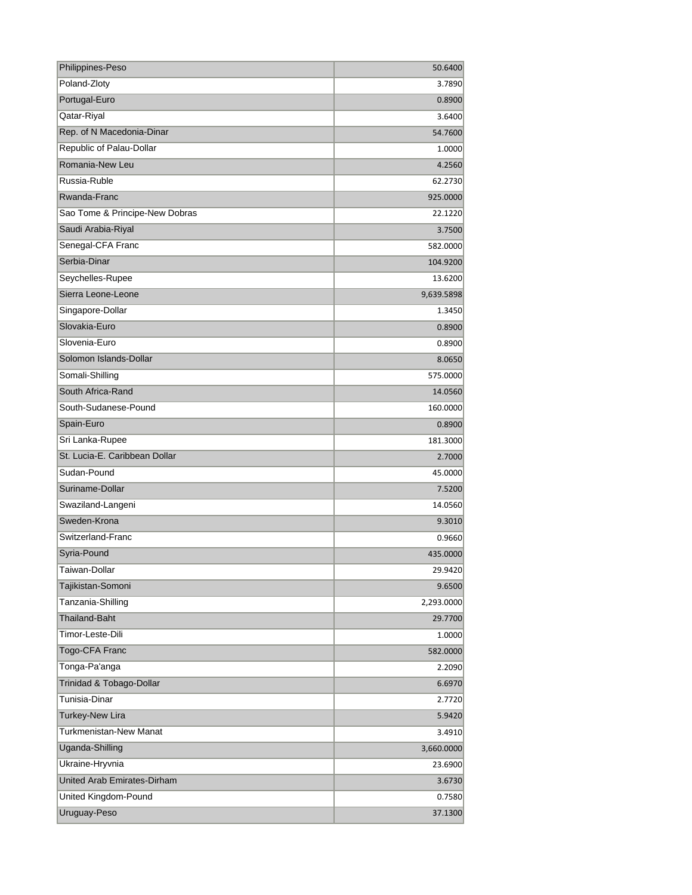| | |
|---|---|
| Philippines-Peso | 50.6400 |
| Poland-Zloty | 3.7890 |
| Portugal-Euro | 0.8900 |
| Qatar-Riyal | 3.6400 |
| Rep. of N Macedonia-Dinar | 54.7600 |
| Republic of Palau-Dollar | 1.0000 |
| Romania-New Leu | 4.2560 |
| Russia-Ruble | 62.2730 |
| Rwanda-Franc | 925.0000 |
| Sao Tome & Principe-New Dobras | 22.1220 |
| Saudi Arabia-Riyal | 3.7500 |
| Senegal-CFA Franc | 582.0000 |
| Serbia-Dinar | 104.9200 |
| Seychelles-Rupee | 13.6200 |
| Sierra Leone-Leone | 9,639.5898 |
| Singapore-Dollar | 1.3450 |
| Slovakia-Euro | 0.8900 |
| Slovenia-Euro | 0.8900 |
| Solomon Islands-Dollar | 8.0650 |
| Somali-Shilling | 575.0000 |
| South Africa-Rand | 14.0560 |
| South-Sudanese-Pound | 160.0000 |
| Spain-Euro | 0.8900 |
| Sri Lanka-Rupee | 181.3000 |
| St. Lucia-E. Caribbean Dollar | 2.7000 |
| Sudan-Pound | 45.0000 |
| Suriname-Dollar | 7.5200 |
| Swaziland-Langeni | 14.0560 |
| Sweden-Krona | 9.3010 |
| Switzerland-Franc | 0.9660 |
| Syria-Pound | 435.0000 |
| Taiwan-Dollar | 29.9420 |
| Tajikistan-Somoni | 9.6500 |
| Tanzania-Shilling | 2,293.0000 |
| Thailand-Baht | 29.7700 |
| Timor-Leste-Dili | 1.0000 |
| Togo-CFA Franc | 582.0000 |
| Tonga-Pa'anga | 2.2090 |
| Trinidad & Tobago-Dollar | 6.6970 |
| Tunisia-Dinar | 2.7720 |
| Turkey-New Lira | 5.9420 |
| Turkmenistan-New Manat | 3.4910 |
| Uganda-Shilling | 3,660.0000 |
| Ukraine-Hryvnia | 23.6900 |
| United Arab Emirates-Dirham | 3.6730 |
| United Kingdom-Pound | 0.7580 |
| Uruguay-Peso | 37.1300 |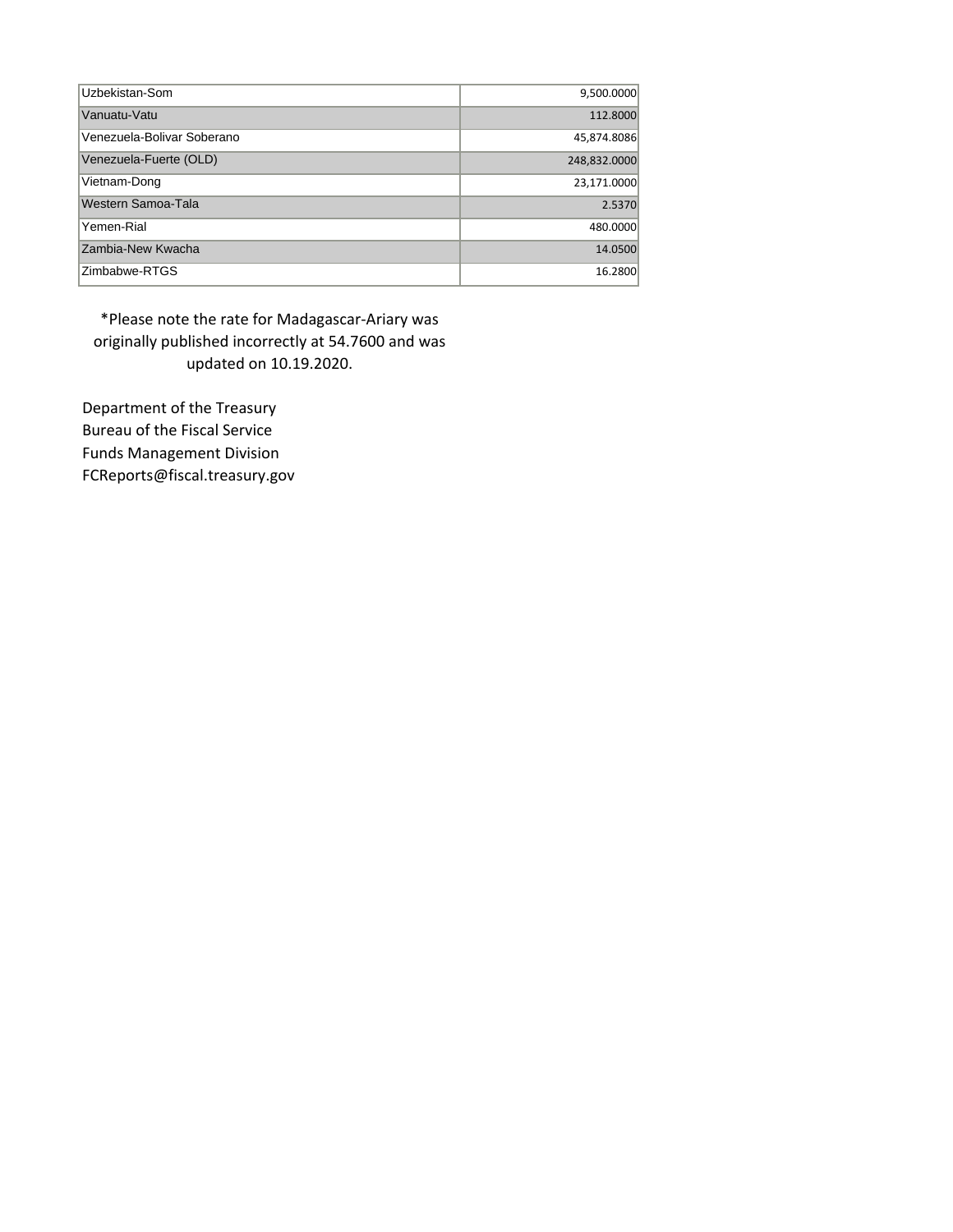| | |
|---|---|
| Uzbekistan-Som | 9,500.0000 |
| Vanuatu-Vatu | 112.8000 |
| Venezuela-Bolivar Soberano | 45,874.8086 |
| Venezuela-Fuerte (OLD) | 248,832.0000 |
| Vietnam-Dong | 23,171.0000 |
| Western Samoa-Tala | 2.5370 |
| Yemen-Rial | 480.0000 |
| Zambia-New Kwacha | 14.0500 |
| Zimbabwe-RTGS | 16.2800 |

*Please note the rate for Madagascar-Ariary was originally published incorrectly at 54.7600 and was updated on 10.19.2020.

Department of the Treasury
Bureau of the Fiscal Service
Funds Management Division
FCReports@fiscal.treasury.gov